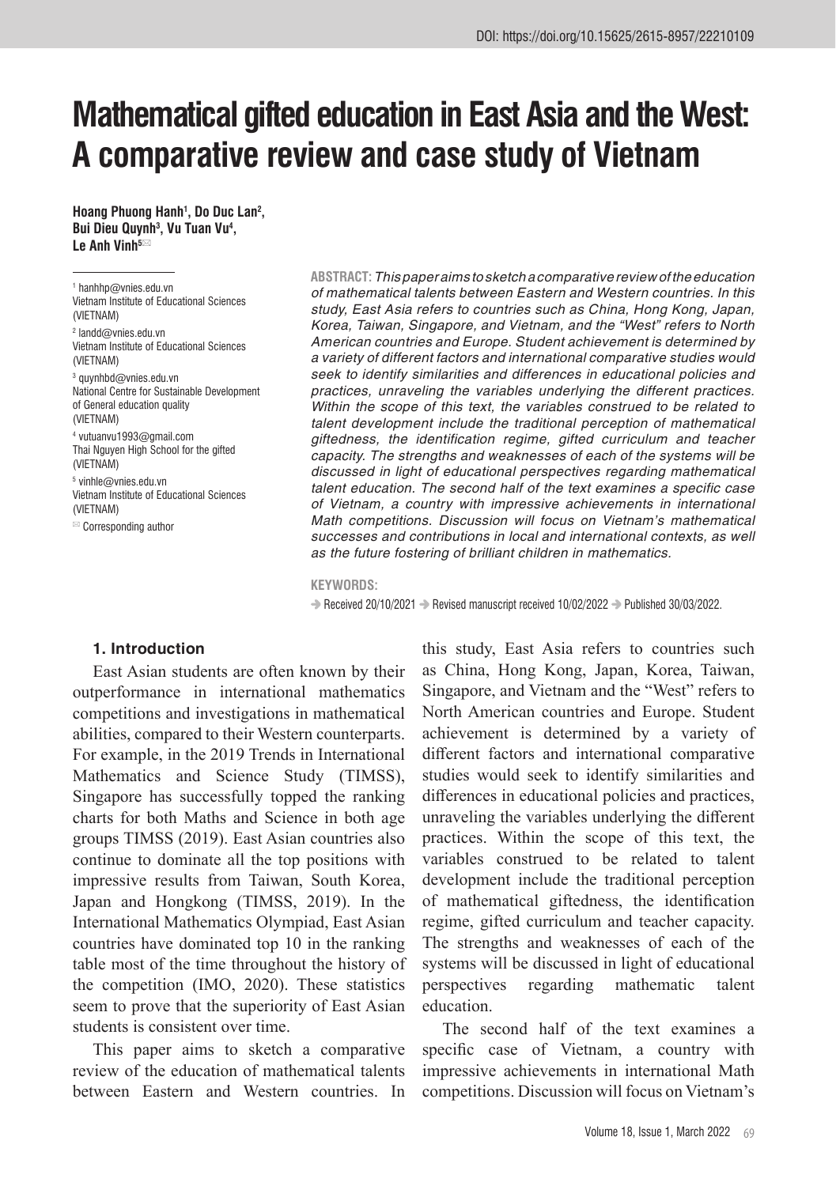DOI: https://doi.org/10.15625/2615-8957/22210109

# Mathematical gifted education in East Asia and the West: A comparative review and case study of Vietnam

**Hoang Phuong Hanh[1], Do Duc Lan[2], Bui Dieu Quynh[3], Vu Tuan Vu[4], Le Anh Vinh[5]✉**

[1] hanhhp@vnies.edu.vn
Vietnam Institute of Educational Sciences
(VIETNAM)

[2] landd@vnies.edu.vn
Vietnam Institute of Educational Sciences
(VIETNAM)

[3] quynhbd@vnies.edu.vn
National Centre for Sustainable Development of General education quality
(VIETNAM)

[4] vutuanvu1993@gmail.com
Thai Nguyen High School for the gifted
(VIETNAM)

[5] vinhle@vnies.edu.vn
Vietnam Institute of Educational Sciences
(VIETNAM)

✉ Corresponding author

**ABSTRACT:** *This paper aims to sketch a comparative review of the education of mathematical talents between Eastern and Western countries. In this study, East Asia refers to countries such as China, Hong Kong, Japan, Korea, Taiwan, Singapore, and Vietnam, and the "West" refers to North American countries and Europe. Student achievement is determined by a variety of different factors and international comparative studies would seek to identify similarities and differences in educational policies and practices, unraveling the variables underlying the different practices. Within the scope of this text, the variables construed to be related to talent development include the traditional perception of mathematical giftedness, the identification regime, gifted curriculum and teacher capacity. The strengths and weaknesses of each of the systems will be discussed in light of educational perspectives regarding mathematical talent education. The second half of the text examines a specific case of Vietnam, a country with impressive achievements in international Math competitions. Discussion will focus on Vietnam's mathematical successes and contributions in local and international contexts, as well as the future fostering of brilliant children in mathematics.*

**KEYWORDS:**

➔ Received 20/10/2021 ➔ Revised manuscript received 10/02/2022 ➔ Published 30/03/2022.

## 1. Introduction

East Asian students are often known by their outperformance in international mathematics competitions and investigations in mathematical abilities, compared to their Western counterparts. For example, in the 2019 Trends in International Mathematics and Science Study (TIMSS), Singapore has successfully topped the ranking charts for both Maths and Science in both age groups TIMSS (2019). East Asian countries also continue to dominate all the top positions with impressive results from Taiwan, South Korea, Japan and Hongkong (TIMSS, 2019). In the International Mathematics Olympiad, East Asian countries have dominated top 10 in the ranking table most of the time throughout the history of the competition (IMO, 2020). These statistics seem to prove that the superiority of East Asian students is consistent over time.

This paper aims to sketch a comparative review of the education of mathematical talents between Eastern and Western countries. In this study, East Asia refers to countries such as China, Hong Kong, Japan, Korea, Taiwan, Singapore, and Vietnam and the "West" refers to North American countries and Europe. Student achievement is determined by a variety of different factors and international comparative studies would seek to identify similarities and differences in educational policies and practices, unraveling the variables underlying the different practices. Within the scope of this text, the variables construed to be related to talent development include the traditional perception of mathematical giftedness, the identification regime, gifted curriculum and teacher capacity. The strengths and weaknesses of each of the systems will be discussed in light of educational perspectives regarding mathematic talent education.

The second half of the text examines a specific case of Vietnam, a country with impressive achievements in international Math competitions. Discussion will focus on Vietnam's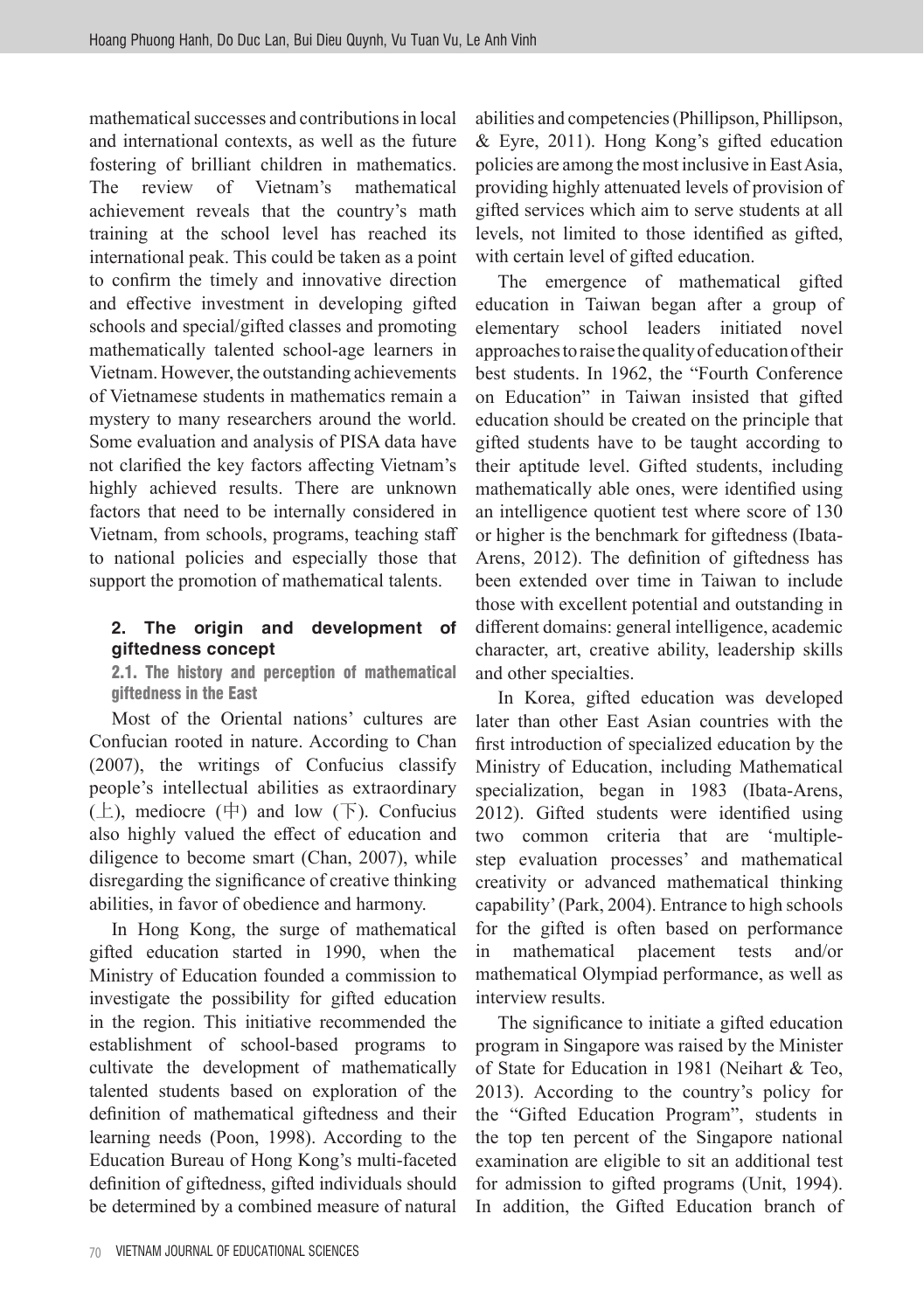mathematical successes and contributions in local and international contexts, as well as the future fostering of brilliant children in mathematics. The review of Vietnam's mathematical achievement reveals that the country's math training at the school level has reached its international peak. This could be taken as a point to confirm the timely and innovative direction and effective investment in developing gifted schools and special/gifted classes and promoting mathematically talented school-age learners in Vietnam. However, the outstanding achievements of Vietnamese students in mathematics remain a mystery to many researchers around the world. Some evaluation and analysis of PISA data have not clarified the key factors affecting Vietnam's highly achieved results. There are unknown factors that need to be internally considered in Vietnam, from schools, programs, teaching staff to national policies and especially those that support the promotion of mathematical talents.

## 2. The origin and development of giftedness concept

### 2.1. The history and perception of mathematical giftedness in the East

Most of the Oriental nations' cultures are Confucian rooted in nature. According to Chan (2007), the writings of Confucius classify people's intellectual abilities as extraordinary (上), mediocre (中) and low (下). Confucius also highly valued the effect of education and diligence to become smart (Chan, 2007), while disregarding the significance of creative thinking abilities, in favor of obedience and harmony.

In Hong Kong, the surge of mathematical gifted education started in 1990, when the Ministry of Education founded a commission to investigate the possibility for gifted education in the region. This initiative recommended the establishment of school-based programs to cultivate the development of mathematically talented students based on exploration of the definition of mathematical giftedness and their learning needs (Poon, 1998). According to the Education Bureau of Hong Kong's multi-faceted definition of giftedness, gifted individuals should be determined by a combined measure of natural abilities and competencies (Phillipson, Phillipson, & Eyre, 2011). Hong Kong's gifted education policies are among the most inclusive in East Asia, providing highly attenuated levels of provision of gifted services which aim to serve students at all levels, not limited to those identified as gifted, with certain level of gifted education.

The emergence of mathematical gifted education in Taiwan began after a group of elementary school leaders initiated novel approaches to raise the quality of education of their best students. In 1962, the "Fourth Conference on Education" in Taiwan insisted that gifted education should be created on the principle that gifted students have to be taught according to their aptitude level. Gifted students, including mathematically able ones, were identified using an intelligence quotient test where score of 130 or higher is the benchmark for giftedness (Ibata-Arens, 2012). The definition of giftedness has been extended over time in Taiwan to include those with excellent potential and outstanding in different domains: general intelligence, academic character, art, creative ability, leadership skills and other specialties.

In Korea, gifted education was developed later than other East Asian countries with the first introduction of specialized education by the Ministry of Education, including Mathematical specialization, began in 1983 (Ibata-Arens, 2012). Gifted students were identified using two common criteria that are 'multiple-step evaluation processes' and mathematical creativity or advanced mathematical thinking capability' (Park, 2004). Entrance to high schools for the gifted is often based on performance in mathematical placement tests and/or mathematical Olympiad performance, as well as interview results.

The significance to initiate a gifted education program in Singapore was raised by the Minister of State for Education in 1981 (Neihart & Teo, 2013). According to the country's policy for the "Gifted Education Program", students in the top ten percent of the Singapore national examination are eligible to sit an additional test for admission to gifted programs (Unit, 1994). In addition, the Gifted Education branch of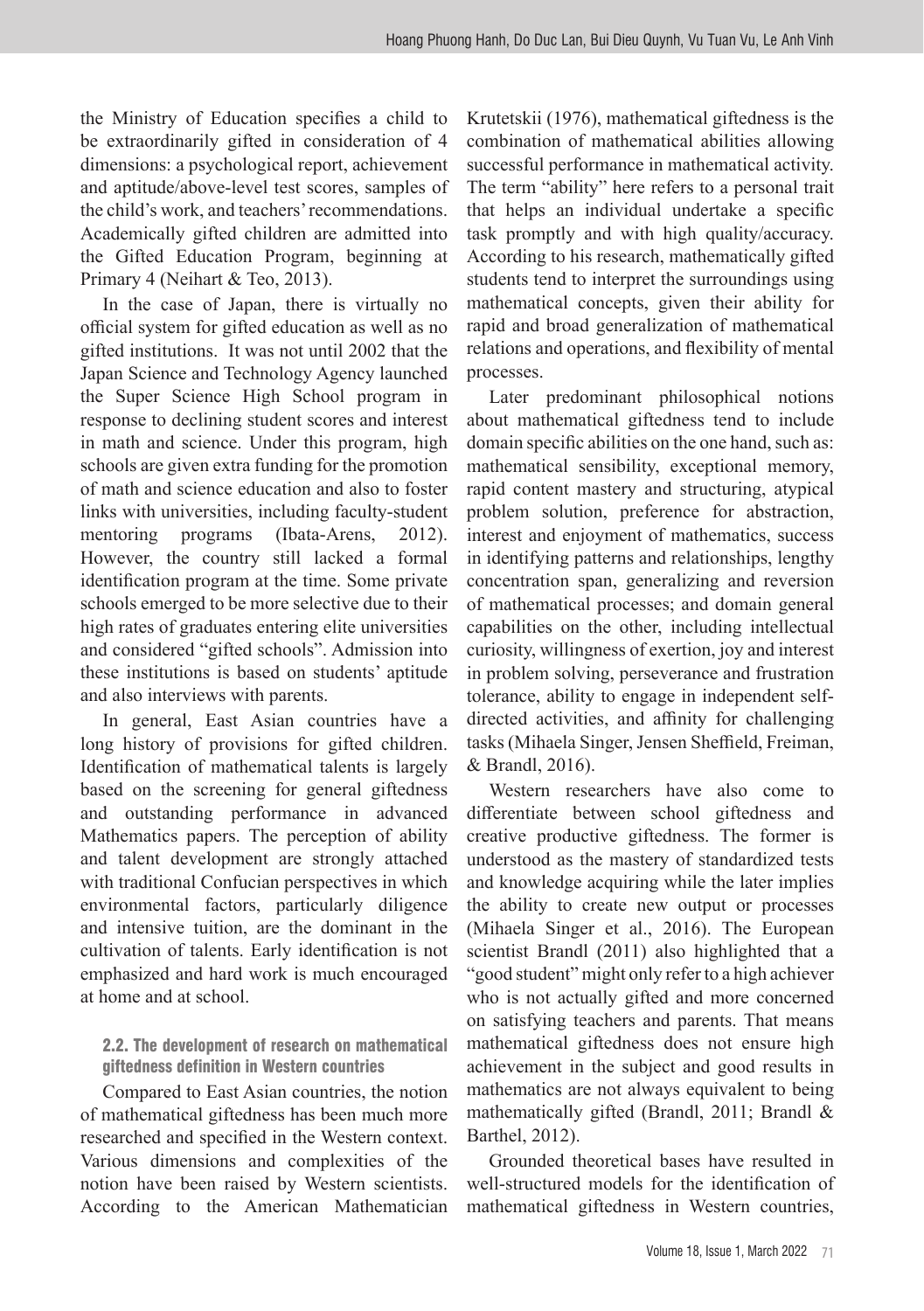the Ministry of Education specifies a child to be extraordinarily gifted in consideration of 4 dimensions: a psychological report, achievement and aptitude/above-level test scores, samples of the child's work, and teachers' recommendations. Academically gifted children are admitted into the Gifted Education Program, beginning at Primary 4 (Neihart & Teo, 2013).

In the case of Japan, there is virtually no official system for gifted education as well as no gifted institutions. It was not until 2002 that the Japan Science and Technology Agency launched the Super Science High School program in response to declining student scores and interest in math and science. Under this program, high schools are given extra funding for the promotion of math and science education and also to foster links with universities, including faculty-student mentoring programs (Ibata-Arens, 2012). However, the country still lacked a formal identification program at the time. Some private schools emerged to be more selective due to their high rates of graduates entering elite universities and considered "gifted schools". Admission into these institutions is based on students' aptitude and also interviews with parents.

In general, East Asian countries have a long history of provisions for gifted children. Identification of mathematical talents is largely based on the screening for general giftedness and outstanding performance in advanced Mathematics papers. The perception of ability and talent development are strongly attached with traditional Confucian perspectives in which environmental factors, particularly diligence and intensive tuition, are the dominant in the cultivation of talents. Early identification is not emphasized and hard work is much encouraged at home and at school.

### 2.2. The development of research on mathematical giftedness definition in Western countries

Compared to East Asian countries, the notion of mathematical giftedness has been much more researched and specified in the Western context. Various dimensions and complexities of the notion have been raised by Western scientists. According to the American Mathematician Krutetskii (1976), mathematical giftedness is the combination of mathematical abilities allowing successful performance in mathematical activity. The term "ability" here refers to a personal trait that helps an individual undertake a specific task promptly and with high quality/accuracy. According to his research, mathematically gifted students tend to interpret the surroundings using mathematical concepts, given their ability for rapid and broad generalization of mathematical relations and operations, and flexibility of mental processes.

Later predominant philosophical notions about mathematical giftedness tend to include domain specific abilities on the one hand, such as: mathematical sensibility, exceptional memory, rapid content mastery and structuring, atypical problem solution, preference for abstraction, interest and enjoyment of mathematics, success in identifying patterns and relationships, lengthy concentration span, generalizing and reversion of mathematical processes; and domain general capabilities on the other, including intellectual curiosity, willingness of exertion, joy and interest in problem solving, perseverance and frustration tolerance, ability to engage in independent self-directed activities, and affinity for challenging tasks (Mihaela Singer, Jensen Sheffield, Freiman, & Brandl, 2016).

Western researchers have also come to differentiate between school giftedness and creative productive giftedness. The former is understood as the mastery of standardized tests and knowledge acquiring while the later implies the ability to create new output or processes (Mihaela Singer et al., 2016). The European scientist Brandl (2011) also highlighted that a "good student" might only refer to a high achiever who is not actually gifted and more concerned on satisfying teachers and parents. That means mathematical giftedness does not ensure high achievement in the subject and good results in mathematics are not always equivalent to being mathematically gifted (Brandl, 2011; Brandl & Barthel, 2012).

Grounded theoretical bases have resulted in well-structured models for the identification of mathematical giftedness in Western countries,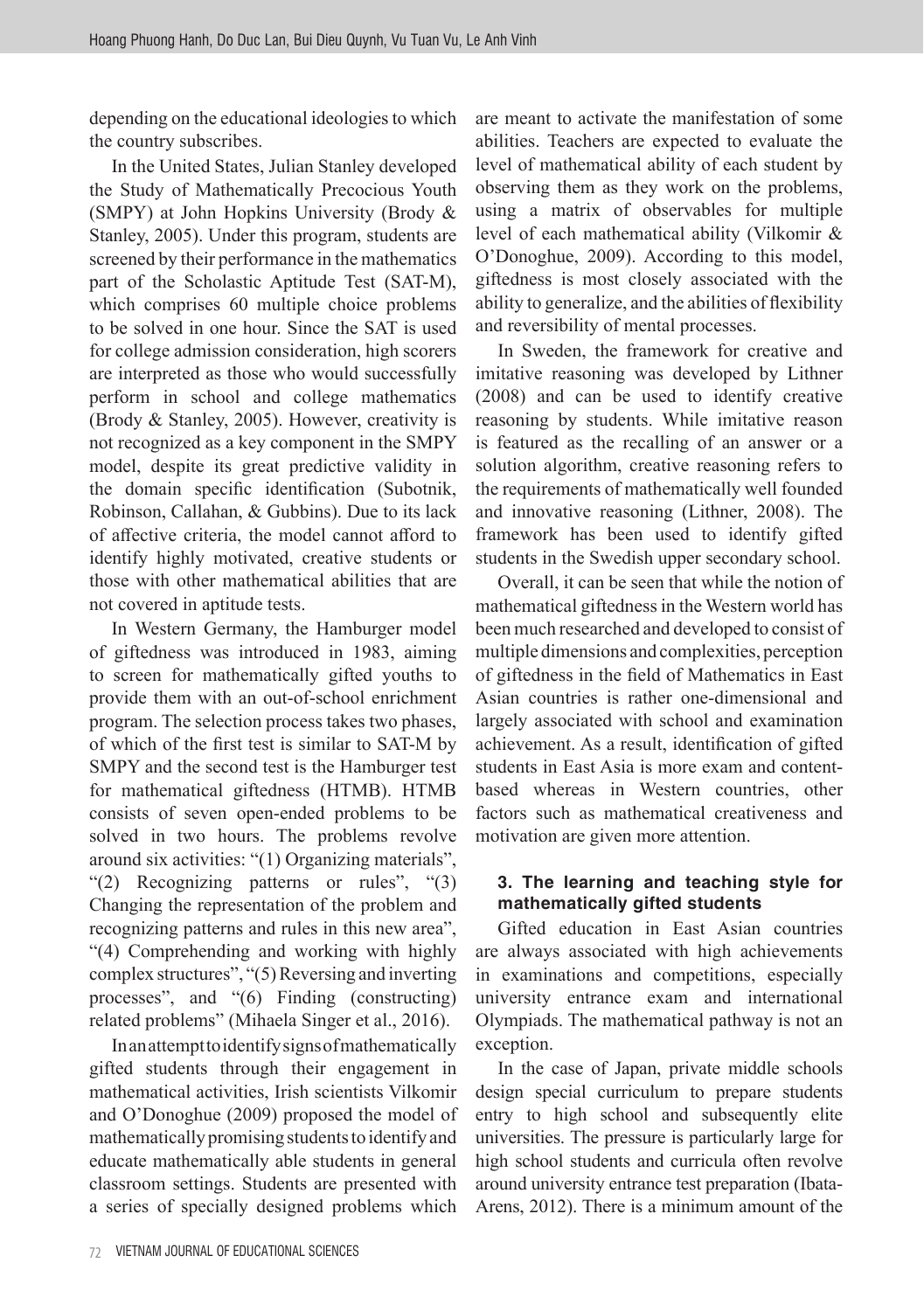depending on the educational ideologies to which the country subscribes.

In the United States, Julian Stanley developed the Study of Mathematically Precocious Youth (SMPY) at John Hopkins University (Brody & Stanley, 2005). Under this program, students are screened by their performance in the mathematics part of the Scholastic Aptitude Test (SAT-M), which comprises 60 multiple choice problems to be solved in one hour. Since the SAT is used for college admission consideration, high scorers are interpreted as those who would successfully perform in school and college mathematics (Brody & Stanley, 2005). However, creativity is not recognized as a key component in the SMPY model, despite its great predictive validity in the domain specific identification (Subotnik, Robinson, Callahan, & Gubbins). Due to its lack of affective criteria, the model cannot afford to identify highly motivated, creative students or those with other mathematical abilities that are not covered in aptitude tests.

In Western Germany, the Hamburger model of giftedness was introduced in 1983, aiming to screen for mathematically gifted youths to provide them with an out-of-school enrichment program. The selection process takes two phases, of which of the first test is similar to SAT-M by SMPY and the second test is the Hamburger test for mathematical giftedness (HTMB). HTMB consists of seven open-ended problems to be solved in two hours. The problems revolve around six activities: "(1) Organizing materials", "(2) Recognizing patterns or rules", "(3) Changing the representation of the problem and recognizing patterns and rules in this new area", "(4) Comprehending and working with highly complex structures", "(5) Reversing and inverting processes", and "(6) Finding (constructing) related problems" (Mihaela Singer et al., 2016).

In an attempt to identify signs of mathematically gifted students through their engagement in mathematical activities, Irish scientists Vilkomir and O'Donoghue (2009) proposed the model of mathematically promising students to identify and educate mathematically able students in general classroom settings. Students are presented with a series of specially designed problems which are meant to activate the manifestation of some abilities. Teachers are expected to evaluate the level of mathematical ability of each student by observing them as they work on the problems, using a matrix of observables for multiple level of each mathematical ability (Vilkomir & O'Donoghue, 2009). According to this model, giftedness is most closely associated with the ability to generalize, and the abilities of flexibility and reversibility of mental processes.

In Sweden, the framework for creative and imitative reasoning was developed by Lithner (2008) and can be used to identify creative reasoning by students. While imitative reason is featured as the recalling of an answer or a solution algorithm, creative reasoning refers to the requirements of mathematically well founded and innovative reasoning (Lithner, 2008). The framework has been used to identify gifted students in the Swedish upper secondary school.

Overall, it can be seen that while the notion of mathematical giftedness in the Western world has been much researched and developed to consist of multiple dimensions and complexities, perception of giftedness in the field of Mathematics in East Asian countries is rather one-dimensional and largely associated with school and examination achievement. As a result, identification of gifted students in East Asia is more exam and content-based whereas in Western countries, other factors such as mathematical creativeness and motivation are given more attention.

### 3. The learning and teaching style for mathematically gifted students

Gifted education in East Asian countries are always associated with high achievements in examinations and competitions, especially university entrance exam and international Olympiads. The mathematical pathway is not an exception.

In the case of Japan, private middle schools design special curriculum to prepare students entry to high school and subsequently elite universities. The pressure is particularly large for high school students and curricula often revolve around university entrance test preparation (Ibata-Arens, 2012). There is a minimum amount of the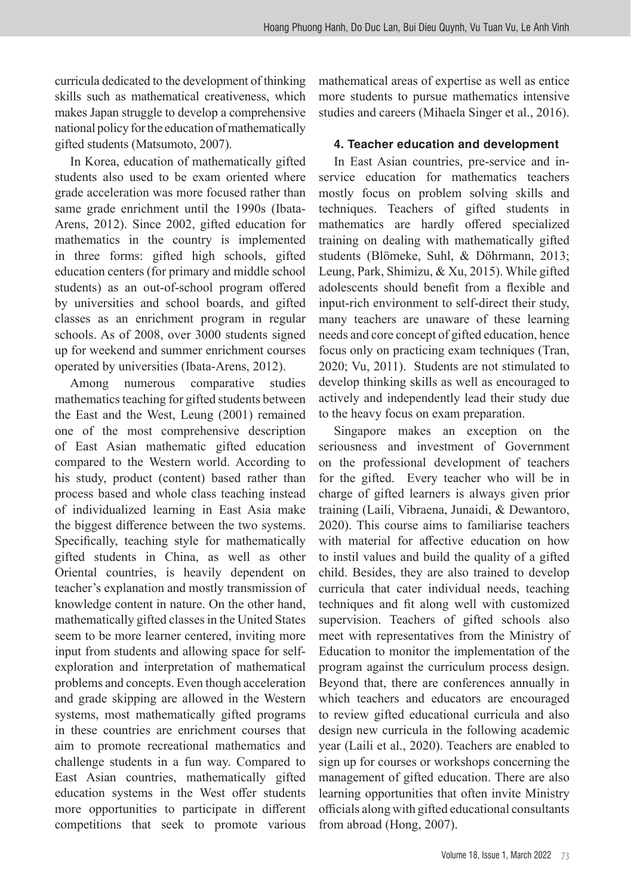curricula dedicated to the development of thinking skills such as mathematical creativeness, which makes Japan struggle to develop a comprehensive national policy for the education of mathematically gifted students (Matsumoto, 2007).

In Korea, education of mathematically gifted students also used to be exam oriented where grade acceleration was more focused rather than same grade enrichment until the 1990s (Ibata-Arens, 2012). Since 2002, gifted education for mathematics in the country is implemented in three forms: gifted high schools, gifted education centers (for primary and middle school students) as an out-of-school program offered by universities and school boards, and gifted classes as an enrichment program in regular schools. As of 2008, over 3000 students signed up for weekend and summer enrichment courses operated by universities (Ibata-Arens, 2012).

Among numerous comparative studies mathematics teaching for gifted students between the East and the West, Leung (2001) remained one of the most comprehensive description of East Asian mathematic gifted education compared to the Western world. According to his study, product (content) based rather than process based and whole class teaching instead of individualized learning in East Asia make the biggest difference between the two systems. Specifically, teaching style for mathematically gifted students in China, as well as other Oriental countries, is heavily dependent on teacher's explanation and mostly transmission of knowledge content in nature. On the other hand, mathematically gifted classes in the United States seem to be more learner centered, inviting more input from students and allowing space for self-exploration and interpretation of mathematical problems and concepts. Even though acceleration and grade skipping are allowed in the Western systems, most mathematically gifted programs in these countries are enrichment courses that aim to promote recreational mathematics and challenge students in a fun way. Compared to East Asian countries, mathematically gifted education systems in the West offer students more opportunities to participate in different competitions that seek to promote various mathematical areas of expertise as well as entice more students to pursue mathematics intensive studies and careers (Mihaela Singer et al., 2016).

#### 4. Teacher education and development

In East Asian countries, pre-service and in-service education for mathematics teachers mostly focus on problem solving skills and techniques. Teachers of gifted students in mathematics are hardly offered specialized training on dealing with mathematically gifted students (Blömeke, Suhl, & Döhrmann, 2013; Leung, Park, Shimizu, & Xu, 2015). While gifted adolescents should benefit from a flexible and input-rich environment to self-direct their study, many teachers are unaware of these learning needs and core concept of gifted education, hence focus only on practicing exam techniques (Tran, 2020; Vu, 2011). Students are not stimulated to develop thinking skills as well as encouraged to actively and independently lead their study due to the heavy focus on exam preparation.

Singapore makes an exception on the seriousness and investment of Government on the professional development of teachers for the gifted. Every teacher who will be in charge of gifted learners is always given prior training (Laili, Vibraena, Junaidi, & Dewantoro, 2020). This course aims to familiarise teachers with material for affective education on how to instil values and build the quality of a gifted child. Besides, they are also trained to develop curricula that cater individual needs, teaching techniques and fit along well with customized supervision. Teachers of gifted schools also meet with representatives from the Ministry of Education to monitor the implementation of the program against the curriculum process design. Beyond that, there are conferences annually in which teachers and educators are encouraged to review gifted educational curricula and also design new curricula in the following academic year (Laili et al., 2020). Teachers are enabled to sign up for courses or workshops concerning the management of gifted education. There are also learning opportunities that often invite Ministry officials along with gifted educational consultants from abroad (Hong, 2007).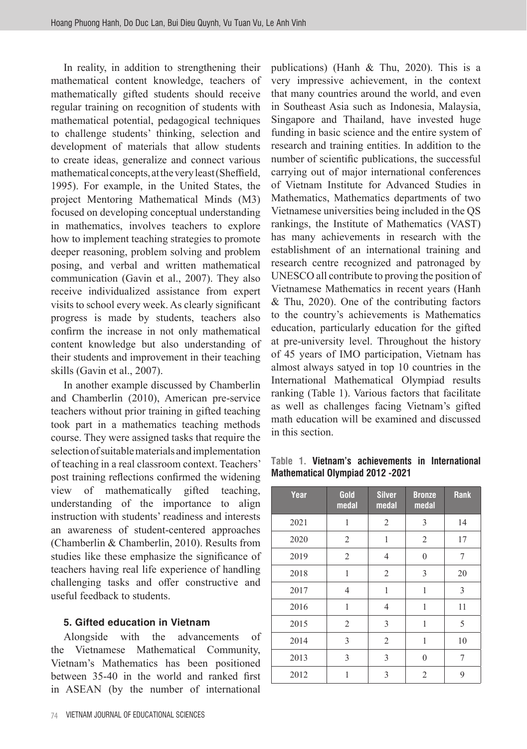In reality, in addition to strengthening their mathematical content knowledge, teachers of mathematically gifted students should receive regular training on recognition of students with mathematical potential, pedagogical techniques to challenge students' thinking, selection and development of materials that allow students to create ideas, generalize and connect various mathematical concepts, at the very least (Sheffield, 1995). For example, in the United States, the project Mentoring Mathematical Minds (M3) focused on developing conceptual understanding in mathematics, involves teachers to explore how to implement teaching strategies to promote deeper reasoning, problem solving and problem posing, and verbal and written mathematical communication (Gavin et al., 2007). They also receive individualized assistance from expert visits to school every week. As clearly significant progress is made by students, teachers also confirm the increase in not only mathematical content knowledge but also understanding of their students and improvement in their teaching skills (Gavin et al., 2007).

In another example discussed by Chamberlin and Chamberlin (2010), American pre-service teachers without prior training in gifted teaching took part in a mathematics teaching methods course. They were assigned tasks that require the selection of suitable materials and implementation of teaching in a real classroom context. Teachers' post training reflections confirmed the widening view of mathematically gifted teaching, understanding of the importance to align instruction with students' readiness and interests an awareness of student-centered approaches (Chamberlin & Chamberlin, 2010). Results from studies like these emphasize the significance of teachers having real life experience of handling challenging tasks and offer constructive and useful feedback to students.

### 5. Gifted education in Vietnam

Alongside with the advancements of the Vietnamese Mathematical Community, Vietnam's Mathematics has been positioned between 35-40 in the world and ranked first in ASEAN (by the number of international publications) (Hanh & Thu, 2020). This is a very impressive achievement, in the context that many countries around the world, and even in Southeast Asia such as Indonesia, Malaysia, Singapore and Thailand, have invested huge funding in basic science and the entire system of research and training entities. In addition to the number of scientific publications, the successful carrying out of major international conferences of Vietnam Institute for Advanced Studies in Mathematics, Mathematics departments of two Vietnamese universities being included in the QS rankings, the Institute of Mathematics (VAST) has many achievements in research with the establishment of an international training and research centre recognized and patronaged by UNESCO all contribute to proving the position of Vietnamese Mathematics in recent years (Hanh & Thu, 2020). One of the contributing factors to the country's achievements is Mathematics education, particularly education for the gifted at pre-university level. Throughout the history of 45 years of IMO participation, Vietnam has almost always satyed in top 10 countries in the International Mathematical Olympiad results ranking (Table 1). Various factors that facilitate as well as challenges facing Vietnam's gifted math education will be examined and discussed in this section.

**Table 1. Vietnam's achievements in International Mathematical Olympiad 2012 -2021**

| Year | Gold medal | Silver medal | Bronze medal | Rank |
|---|---|---|---|---|
| 2021 | 1 | 2 | 3 | 14 |
| 2020 | 2 | 1 | 2 | 17 |
| 2019 | 2 | 4 | 0 | 7 |
| 2018 | 1 | 2 | 3 | 20 |
| 2017 | 4 | 1 | 1 | 3 |
| 2016 | 1 | 4 | 1 | 11 |
| 2015 | 2 | 3 | 1 | 5 |
| 2014 | 3 | 2 | 1 | 10 |
| 2013 | 3 | 3 | 0 | 7 |
| 2012 | 1 | 3 | 2 | 9 |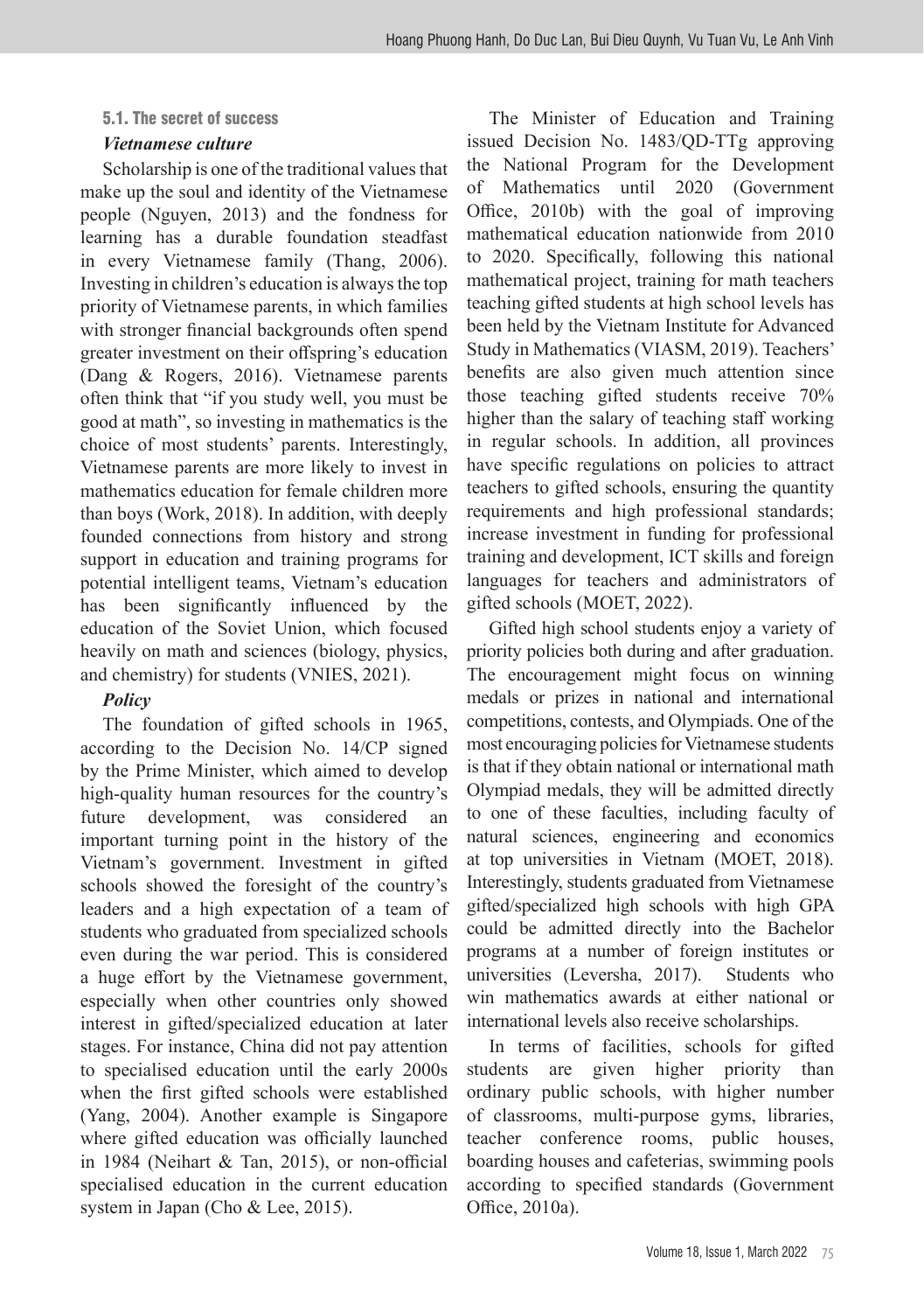### 5.1. The secret of success

#### *Vietnamese culture*

Scholarship is one of the traditional values that make up the soul and identity of the Vietnamese people (Nguyen, 2013) and the fondness for learning has a durable foundation steadfast in every Vietnamese family (Thang, 2006). Investing in children's education is always the top priority of Vietnamese parents, in which families with stronger financial backgrounds often spend greater investment on their offspring's education (Dang & Rogers, 2016). Vietnamese parents often think that "if you study well, you must be good at math", so investing in mathematics is the choice of most students' parents. Interestingly, Vietnamese parents are more likely to invest in mathematics education for female children more than boys (Work, 2018). In addition, with deeply founded connections from history and strong support in education and training programs for potential intelligent teams, Vietnam's education has been significantly influenced by the education of the Soviet Union, which focused heavily on math and sciences (biology, physics, and chemistry) for students (VNIES, 2021).

#### *Policy*

The foundation of gifted schools in 1965, according to the Decision No. 14/CP signed by the Prime Minister, which aimed to develop high-quality human resources for the country's future development, was considered an important turning point in the history of the Vietnam's government. Investment in gifted schools showed the foresight of the country's leaders and a high expectation of a team of students who graduated from specialized schools even during the war period. This is considered a huge effort by the Vietnamese government, especially when other countries only showed interest in gifted/specialized education at later stages. For instance, China did not pay attention to specialised education until the early 2000s when the first gifted schools were established (Yang, 2004). Another example is Singapore where gifted education was officially launched in 1984 (Neihart & Tan, 2015), or non-official specialised education in the current education system in Japan (Cho & Lee, 2015).

The Minister of Education and Training issued Decision No. 1483/QD-TTg approving the National Program for the Development of Mathematics until 2020 (Government Office, 2010b) with the goal of improving mathematical education nationwide from 2010 to 2020. Specifically, following this national mathematical project, training for math teachers teaching gifted students at high school levels has been held by the Vietnam Institute for Advanced Study in Mathematics (VIASM, 2019). Teachers' benefits are also given much attention since those teaching gifted students receive 70% higher than the salary of teaching staff working in regular schools. In addition, all provinces have specific regulations on policies to attract teachers to gifted schools, ensuring the quantity requirements and high professional standards; increase investment in funding for professional training and development, ICT skills and foreign languages for teachers and administrators of gifted schools (MOET, 2022).

Gifted high school students enjoy a variety of priority policies both during and after graduation. The encouragement might focus on winning medals or prizes in national and international competitions, contests, and Olympiads. One of the most encouraging policies for Vietnamese students is that if they obtain national or international math Olympiad medals, they will be admitted directly to one of these faculties, including faculty of natural sciences, engineering and economics at top universities in Vietnam (MOET, 2018). Interestingly, students graduated from Vietnamese gifted/specialized high schools with high GPA could be admitted directly into the Bachelor programs at a number of foreign institutes or universities (Leversha, 2017). Students who win mathematics awards at either national or international levels also receive scholarships.

In terms of facilities, schools for gifted students are given higher priority than ordinary public schools, with higher number of classrooms, multi-purpose gyms, libraries, teacher conference rooms, public houses, boarding houses and cafeterias, swimming pools according to specified standards (Government Office, 2010a).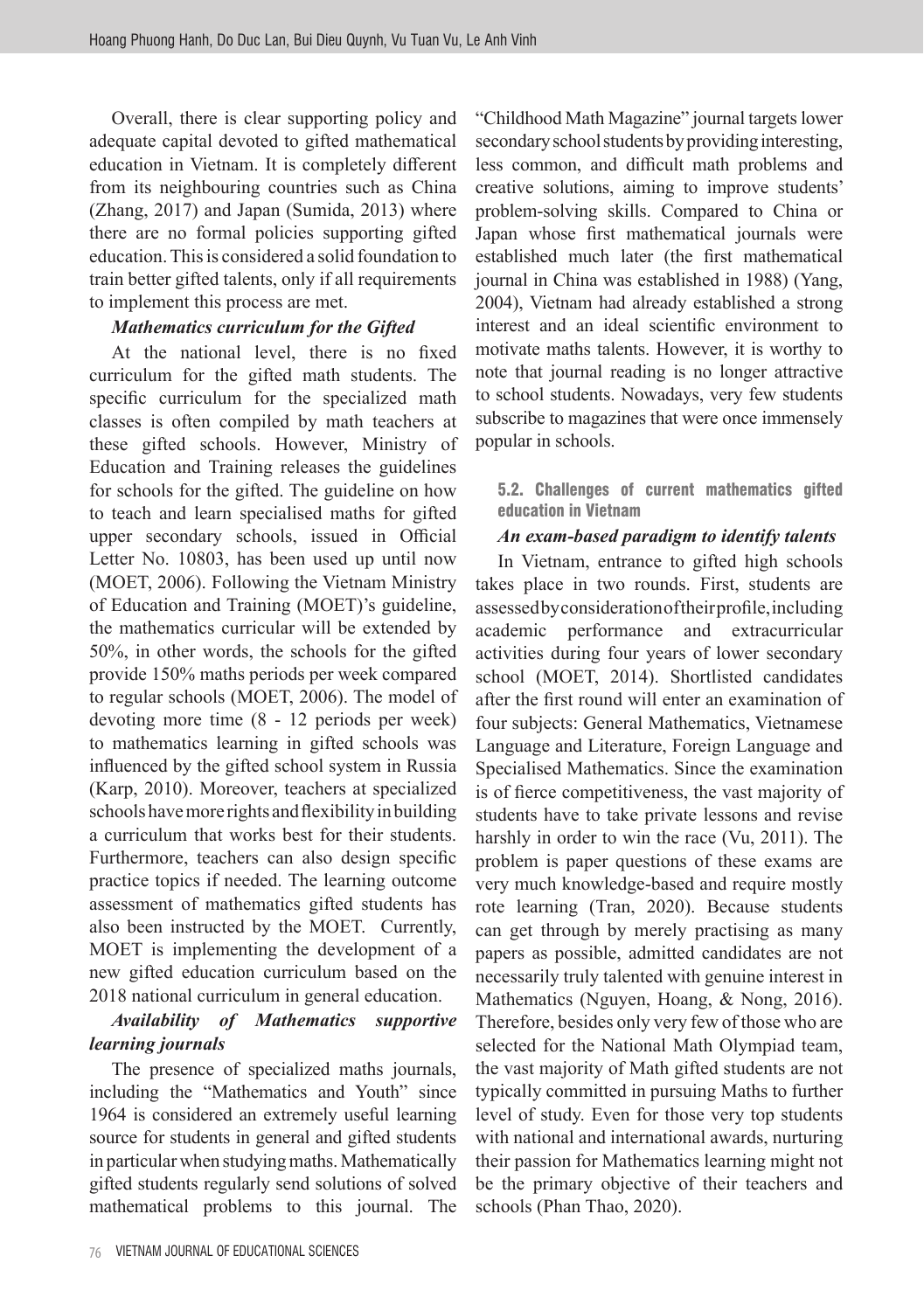Overall, there is clear supporting policy and adequate capital devoted to gifted mathematical education in Vietnam. It is completely different from its neighbouring countries such as China (Zhang, 2017) and Japan (Sumida, 2013) where there are no formal policies supporting gifted education. This is considered a solid foundation to train better gifted talents, only if all requirements to implement this process are met.

***Mathematics curriculum for the Gifted***

At the national level, there is no fixed curriculum for the gifted math students. The specific curriculum for the specialized math classes is often compiled by math teachers at these gifted schools. However, Ministry of Education and Training releases the guidelines for schools for the gifted. The guideline on how to teach and learn specialised maths for gifted upper secondary schools, issued in Official Letter No. 10803, has been used up until now (MOET, 2006). Following the Vietnam Ministry of Education and Training (MOET)'s guideline, the mathematics curricular will be extended by 50%, in other words, the schools for the gifted provide 150% maths periods per week compared to regular schools (MOET, 2006). The model of devoting more time (8 - 12 periods per week) to mathematics learning in gifted schools was influenced by the gifted school system in Russia (Karp, 2010). Moreover, teachers at specialized schools have more rights and flexibility in building a curriculum that works best for their students. Furthermore, teachers can also design specific practice topics if needed. The learning outcome assessment of mathematics gifted students has also been instructed by the MOET. Currently, MOET is implementing the development of a new gifted education curriculum based on the 2018 national curriculum in general education.

***Availability of Mathematics supportive learning journals***

The presence of specialized maths journals, including the "Mathematics and Youth" since 1964 is considered an extremely useful learning source for students in general and gifted students in particular when studying maths. Mathematically gifted students regularly send solutions of solved mathematical problems to this journal. The "Childhood Math Magazine" journal targets lower secondary school students by providing interesting, less common, and difficult math problems and creative solutions, aiming to improve students' problem-solving skills. Compared to China or Japan whose first mathematical journals were established much later (the first mathematical journal in China was established in 1988) (Yang, 2004), Vietnam had already established a strong interest and an ideal scientific environment to motivate maths talents. However, it is worthy to note that journal reading is no longer attractive to school students. Nowadays, very few students subscribe to magazines that were once immensely popular in schools.

### 5.2. Challenges of current mathematics gifted education in Vietnam

***An exam-based paradigm to identify talents***

In Vietnam, entrance to gifted high schools takes place in two rounds. First, students are assessed by consideration of their profile, including academic performance and extracurricular activities during four years of lower secondary school (MOET, 2014). Shortlisted candidates after the first round will enter an examination of four subjects: General Mathematics, Vietnamese Language and Literature, Foreign Language and Specialised Mathematics. Since the examination is of fierce competitiveness, the vast majority of students have to take private lessons and revise harshly in order to win the race (Vu, 2011). The problem is paper questions of these exams are very much knowledge-based and require mostly rote learning (Tran, 2020). Because students can get through by merely practising as many papers as possible, admitted candidates are not necessarily truly talented with genuine interest in Mathematics (Nguyen, Hoang, & Nong, 2016). Therefore, besides only very few of those who are selected for the National Math Olympiad team, the vast majority of Math gifted students are not typically committed in pursuing Maths to further level of study. Even for those very top students with national and international awards, nurturing their passion for Mathematics learning might not be the primary objective of their teachers and schools (Phan Thao, 2020).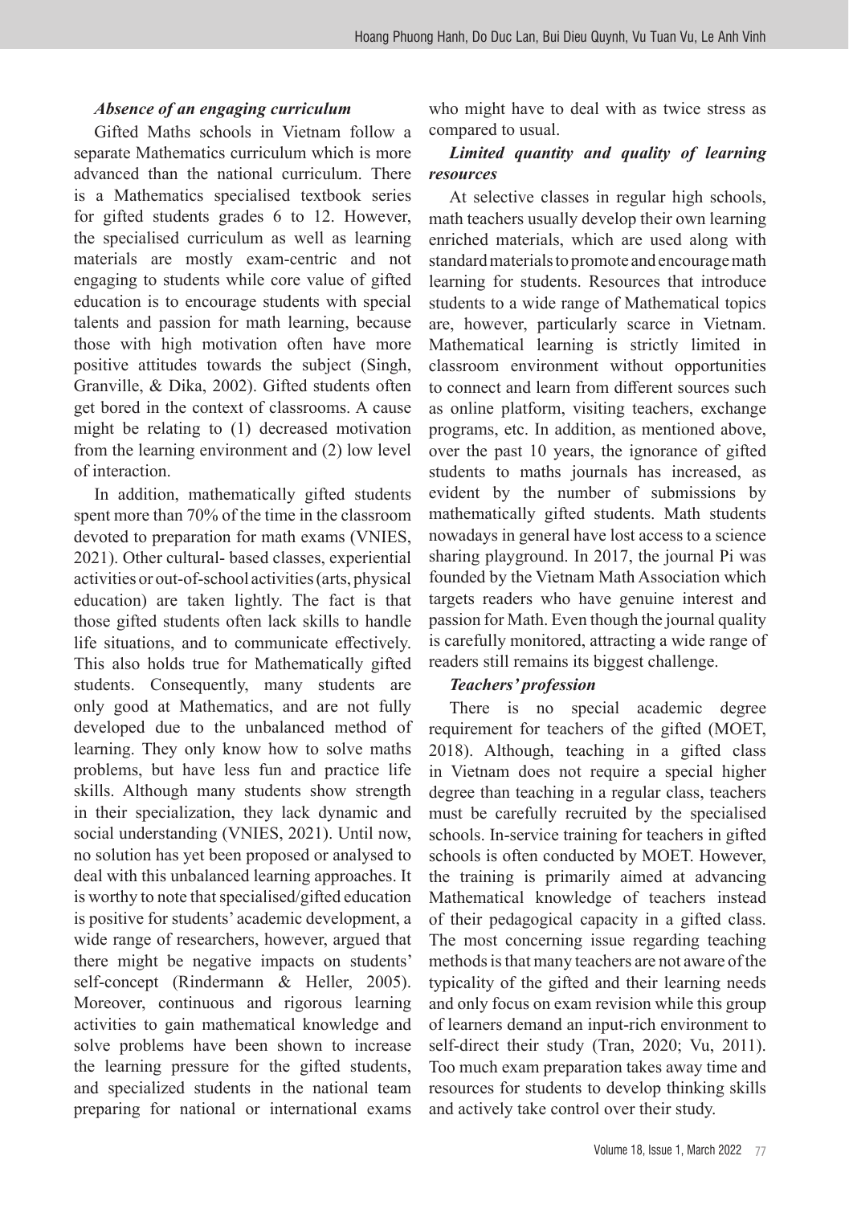### *Absence of an engaging curriculum*

Gifted Maths schools in Vietnam follow a separate Mathematics curriculum which is more advanced than the national curriculum. There is a Mathematics specialised textbook series for gifted students grades 6 to 12. However, the specialised curriculum as well as learning materials are mostly exam-centric and not engaging to students while core value of gifted education is to encourage students with special talents and passion for math learning, because those with high motivation often have more positive attitudes towards the subject (Singh, Granville, & Dika, 2002). Gifted students often get bored in the context of classrooms. A cause might be relating to (1) decreased motivation from the learning environment and (2) low level of interaction.

In addition, mathematically gifted students spent more than 70% of the time in the classroom devoted to preparation for math exams (VNIES, 2021). Other cultural- based classes, experiential activities or out-of-school activities (arts, physical education) are taken lightly. The fact is that those gifted students often lack skills to handle life situations, and to communicate effectively. This also holds true for Mathematically gifted students. Consequently, many students are only good at Mathematics, and are not fully developed due to the unbalanced method of learning. They only know how to solve maths problems, but have less fun and practice life skills. Although many students show strength in their specialization, they lack dynamic and social understanding (VNIES, 2021). Until now, no solution has yet been proposed or analysed to deal with this unbalanced learning approaches. It is worthy to note that specialised/gifted education is positive for students' academic development, a wide range of researchers, however, argued that there might be negative impacts on students' self-concept (Rindermann & Heller, 2005). Moreover, continuous and rigorous learning activities to gain mathematical knowledge and solve problems have been shown to increase the learning pressure for the gifted students, and specialized students in the national team preparing for national or international exams who might have to deal with as twice stress as compared to usual.

### *Limited quantity and quality of learning resources*

At selective classes in regular high schools, math teachers usually develop their own learning enriched materials, which are used along with standard materials to promote and encourage math learning for students. Resources that introduce students to a wide range of Mathematical topics are, however, particularly scarce in Vietnam. Mathematical learning is strictly limited in classroom environment without opportunities to connect and learn from different sources such as online platform, visiting teachers, exchange programs, etc. In addition, as mentioned above, over the past 10 years, the ignorance of gifted students to maths journals has increased, as evident by the number of submissions by mathematically gifted students. Math students nowadays in general have lost access to a science sharing playground. In 2017, the journal Pi was founded by the Vietnam Math Association which targets readers who have genuine interest and passion for Math. Even though the journal quality is carefully monitored, attracting a wide range of readers still remains its biggest challenge.

### *Teachers' profession*

There is no special academic degree requirement for teachers of the gifted (MOET, 2018). Although, teaching in a gifted class in Vietnam does not require a special higher degree than teaching in a regular class, teachers must be carefully recruited by the specialised schools. In-service training for teachers in gifted schools is often conducted by MOET. However, the training is primarily aimed at advancing Mathematical knowledge of teachers instead of their pedagogical capacity in a gifted class. The most concerning issue regarding teaching methods is that many teachers are not aware of the typicality of the gifted and their learning needs and only focus on exam revision while this group of learners demand an input-rich environment to self-direct their study (Tran, 2020; Vu, 2011). Too much exam preparation takes away time and resources for students to develop thinking skills and actively take control over their study.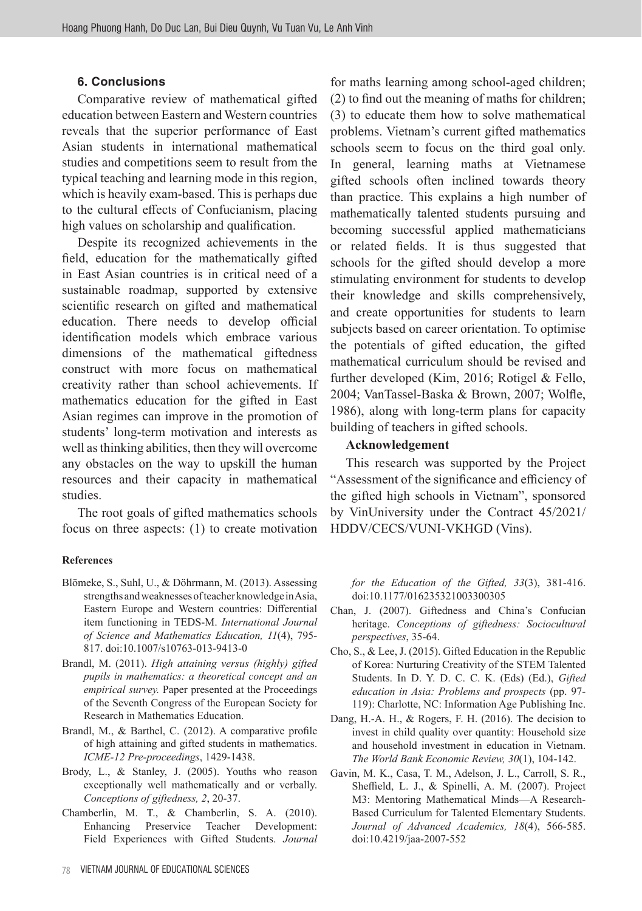### 6. Conclusions

Comparative review of mathematical gifted education between Eastern and Western countries reveals that the superior performance of East Asian students in international mathematical studies and competitions seem to result from the typical teaching and learning mode in this region, which is heavily exam-based. This is perhaps due to the cultural effects of Confucianism, placing high values on scholarship and qualification.

Despite its recognized achievements in the field, education for the mathematically gifted in East Asian countries is in critical need of a sustainable roadmap, supported by extensive scientific research on gifted and mathematical education. There needs to develop official identification models which embrace various dimensions of the mathematical giftedness construct with more focus on mathematical creativity rather than school achievements. If mathematics education for the gifted in East Asian regimes can improve in the promotion of students' long-term motivation and interests as well as thinking abilities, then they will overcome any obstacles on the way to upskill the human resources and their capacity in mathematical studies.

The root goals of gifted mathematics schools focus on three aspects: (1) to create motivation for maths learning among school-aged children; (2) to find out the meaning of maths for children; (3) to educate them how to solve mathematical problems. Vietnam's current gifted mathematics schools seem to focus on the third goal only. In general, learning maths at Vietnamese gifted schools often inclined towards theory than practice. This explains a high number of mathematically talented students pursuing and becoming successful applied mathematicians or related fields. It is thus suggested that schools for the gifted should develop a more stimulating environment for students to develop their knowledge and skills comprehensively, and create opportunities for students to learn subjects based on career orientation. To optimise the potentials of gifted education, the gifted mathematical curriculum should be revised and further developed (Kim, 2016; Rotigel & Fello, 2004; VanTassel-Baska & Brown, 2007; Wolfle, 1986), along with long-term plans for capacity building of teachers in gifted schools.

**Acknowledgement**

This research was supported by the Project "Assessment of the significance and efficiency of the gifted high schools in Vietnam", sponsored by VinUniversity under the Contract 45/2021/HDDV/CECS/VUNI-VKHGD (Vins).

**References**

Blömeke, S., Suhl, U., & Döhrmann, M. (2013). Assessing strengths and weaknesses of teacher knowledge in Asia, Eastern Europe and Western countries: Differential item functioning in TEDS-M. *International Journal of Science and Mathematics Education, 11*(4), 795-817. doi:10.1007/s10763-013-9413-0

Brandl, M. (2011). *High attaining versus (highly) gifted pupils in mathematics: a theoretical concept and an empirical survey.* Paper presented at the Proceedings of the Seventh Congress of the European Society for Research in Mathematics Education.

Brandl, M., & Barthel, C. (2012). A comparative profile of high attaining and gifted students in mathematics. *ICME-12 Pre-proceedings*, 1429-1438.

Brody, L., & Stanley, J. (2005). Youths who reason exceptionally well mathematically and or verbally. *Conceptions of giftedness, 2*, 20-37.

Chamberlin, M. T., & Chamberlin, S. A. (2010). Enhancing Preservice Teacher Development: Field Experiences with Gifted Students. *Journal for the Education of the Gifted, 33*(3), 381-416. doi:10.1177/016235321003300305

Chan, J. (2007). Giftedness and China's Confucian heritage. *Conceptions of giftedness: Sociocultural perspectives*, 35-64.

Cho, S., & Lee, J. (2015). Gifted Education in the Republic of Korea: Nurturing Creativity of the STEM Talented Students. In D. Y. D. C. C. K. (Eds) (Ed.), *Gifted education in Asia: Problems and prospects* (pp. 97-119): Charlotte, NC: Information Age Publishing Inc.

Dang, H.-A. H., & Rogers, F. H. (2016). The decision to invest in child quality over quantity: Household size and household investment in education in Vietnam. *The World Bank Economic Review, 30*(1), 104-142.

Gavin, M. K., Casa, T. M., Adelson, J. L., Carroll, S. R., Sheffield, L. J., & Spinelli, A. M. (2007). Project M3: Mentoring Mathematical Minds—A Research-Based Curriculum for Talented Elementary Students. *Journal of Advanced Academics, 18*(4), 566-585. doi:10.4219/jaa-2007-552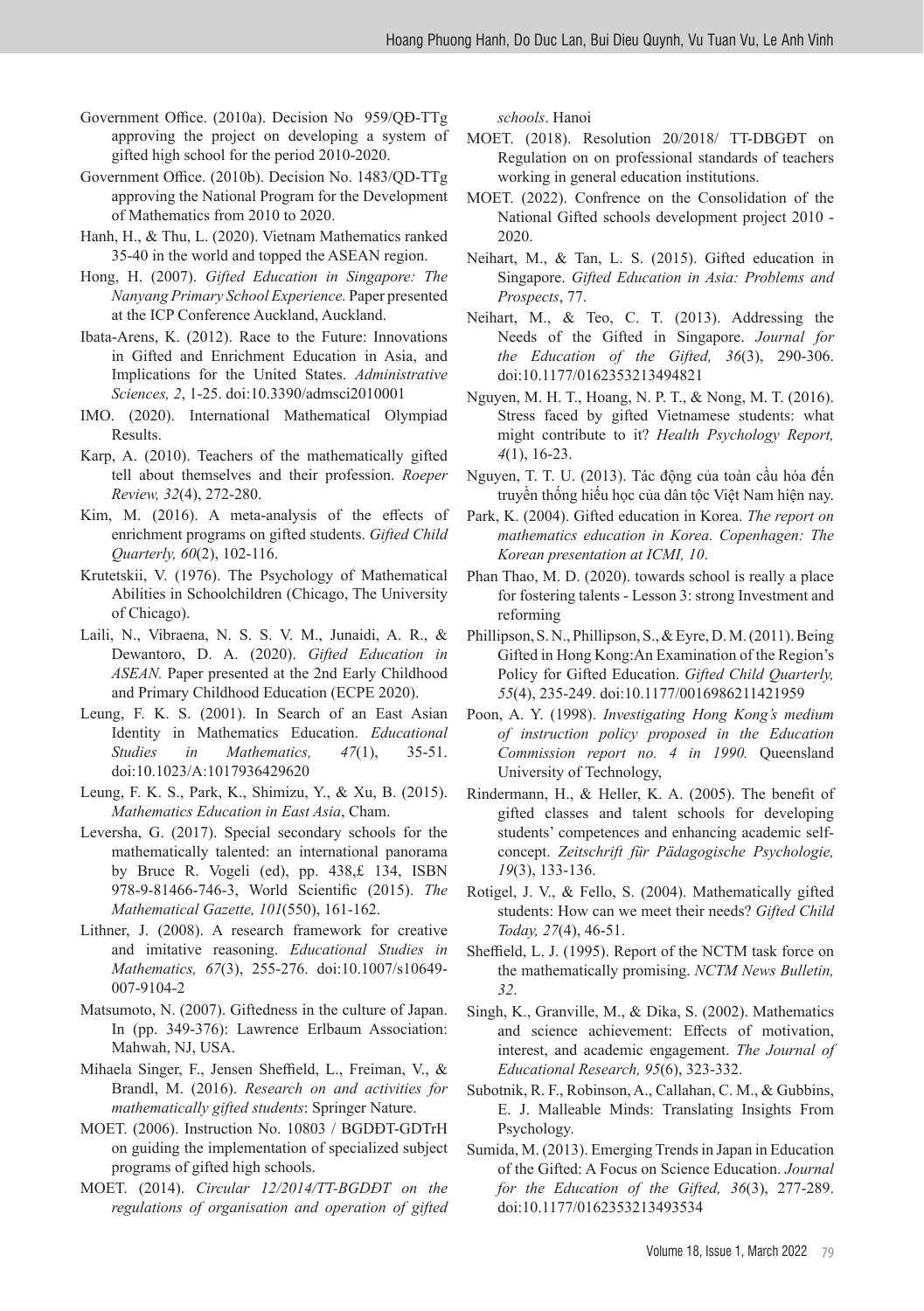Government Office. (2010a). Decision No 959/QĐ-TTg approving the project on developing a system of gifted high school for the period 2010-2020.

Government Office. (2010b). Decision No. 1483/QD-TTg approving the National Program for the Development of Mathematics from 2010 to 2020.

Hanh, H., & Thu, L. (2020). Vietnam Mathematics ranked 35-40 in the world and topped the ASEAN region.

Hong, H. (2007). *Gifted Education in Singapore: The Nanyang Primary School Experience.* Paper presented at the ICP Conference Auckland, Auckland.

Ibata-Arens, K. (2012). Race to the Future: Innovations in Gifted and Enrichment Education in Asia, and Implications for the United States. *Administrative Sciences, 2*, 1-25. doi:10.3390/admsci2010001

IMO. (2020). International Mathematical Olympiad Results.

Karp, A. (2010). Teachers of the mathematically gifted tell about themselves and their profession. *Roeper Review, 32*(4), 272-280.

Kim, M. (2016). A meta-analysis of the effects of enrichment programs on gifted students. *Gifted Child Quarterly, 60*(2), 102-116.

Krutetskii, V. (1976). The Psychology of Mathematical Abilities in Schoolchildren (Chicago, The University of Chicago).

Laili, N., Vibraena, N. S. S. V. M., Junaidi, A. R., & Dewantoro, D. A. (2020). *Gifted Education in ASEAN.* Paper presented at the 2nd Early Childhood and Primary Childhood Education (ECPE 2020).

Leung, F. K. S. (2001). In Search of an East Asian Identity in Mathematics Education. *Educational Studies in Mathematics, 47*(1), 35-51. doi:10.1023/A:1017936429620

Leung, F. K. S., Park, K., Shimizu, Y., & Xu, B. (2015). *Mathematics Education in East Asia*, Cham.

Leversha, G. (2017). Special secondary schools for the mathematically talented: an international panorama by Bruce R. Vogeli (ed), pp. 438,£ 134, ISBN 978-9-81466-746-3, World Scientific (2015). *The Mathematical Gazette, 101*(550), 161-162.

Lithner, J. (2008). A research framework for creative and imitative reasoning. *Educational Studies in Mathematics, 67*(3), 255-276. doi:10.1007/s10649-007-9104-2

Matsumoto, N. (2007). Giftedness in the culture of Japan. In (pp. 349-376): Lawrence Erlbaum Association: Mahwah, NJ, USA.

Mihaela Singer, F., Jensen Sheffield, L., Freiman, V., & Brandl, M. (2016). *Research on and activities for mathematically gifted students*: Springer Nature.

MOET. (2006). Instruction No. 10803 / BGDĐT-GDTrH on guiding the implementation of specialized subject programs of gifted high schools.

MOET. (2014). *Circular 12/2014/TT-BGDĐT on the regulations of organisation and operation of gifted schools*. Hanoi

MOET. (2018). Resolution 20/2018/ TT-DBGĐT on Regulation on on professional standards of teachers working in general education institutions.

MOET. (2022). Confrence on the Consolidation of the National Gifted schools development project 2010 - 2020.

Neihart, M., & Tan, L. S. (2015). Gifted education in Singapore. *Gifted Education in Asia: Problems and Prospects*, 77.

Neihart, M., & Teo, C. T. (2013). Addressing the Needs of the Gifted in Singapore. *Journal for the Education of the Gifted, 36*(3), 290-306. doi:10.1177/0162353213494821

Nguyen, M. H. T., Hoang, N. P. T., & Nong, M. T. (2016). Stress faced by gifted Vietnamese students: what might contribute to it? *Health Psychology Report, 4*(1), 16-23.

Nguyen, T. T. U. (2013). Tác động của toàn cầu hóa đến truyền thống hiếu học của dân tộc Việt Nam hiện nay.

Park, K. (2004). Gifted education in Korea. *The report on mathematics education in Korea. Copenhagen: The Korean presentation at ICMI, 10*.

Phan Thao, M. D. (2020). towards school is really a place for fostering talents - Lesson 3: strong Investment and reforming

Phillipson, S. N., Phillipson, S., & Eyre, D. M. (2011). Being Gifted in Hong Kong:An Examination of the Region's Policy for Gifted Education. *Gifted Child Quarterly, 55*(4), 235-249. doi:10.1177/0016986211421959

Poon, A. Y. (1998). *Investigating Hong Kong's medium of instruction policy proposed in the Education Commission report no. 4 in 1990.* Queensland University of Technology,

Rindermann, H., & Heller, K. A. (2005). The benefit of gifted classes and talent schools for developing students' competences and enhancing academic self-concept. *Zeitschrift für Pädagogische Psychologie, 19*(3), 133-136.

Rotigel, J. V., & Fello, S. (2004). Mathematically gifted students: How can we meet their needs? *Gifted Child Today, 27*(4), 46-51.

Sheffield, L. J. (1995). Report of the NCTM task force on the mathematically promising. *NCTM News Bulletin, 32*.

Singh, K., Granville, M., & Dika, S. (2002). Mathematics and science achievement: Effects of motivation, interest, and academic engagement. *The Journal of Educational Research, 95*(6), 323-332.

Subotnik, R. F., Robinson, A., Callahan, C. M., & Gubbins, E. J. Malleable Minds: Translating Insights From Psychology.

Sumida, M. (2013). Emerging Trends in Japan in Education of the Gifted: A Focus on Science Education. *Journal for the Education of the Gifted, 36*(3), 277-289. doi:10.1177/0162353213493534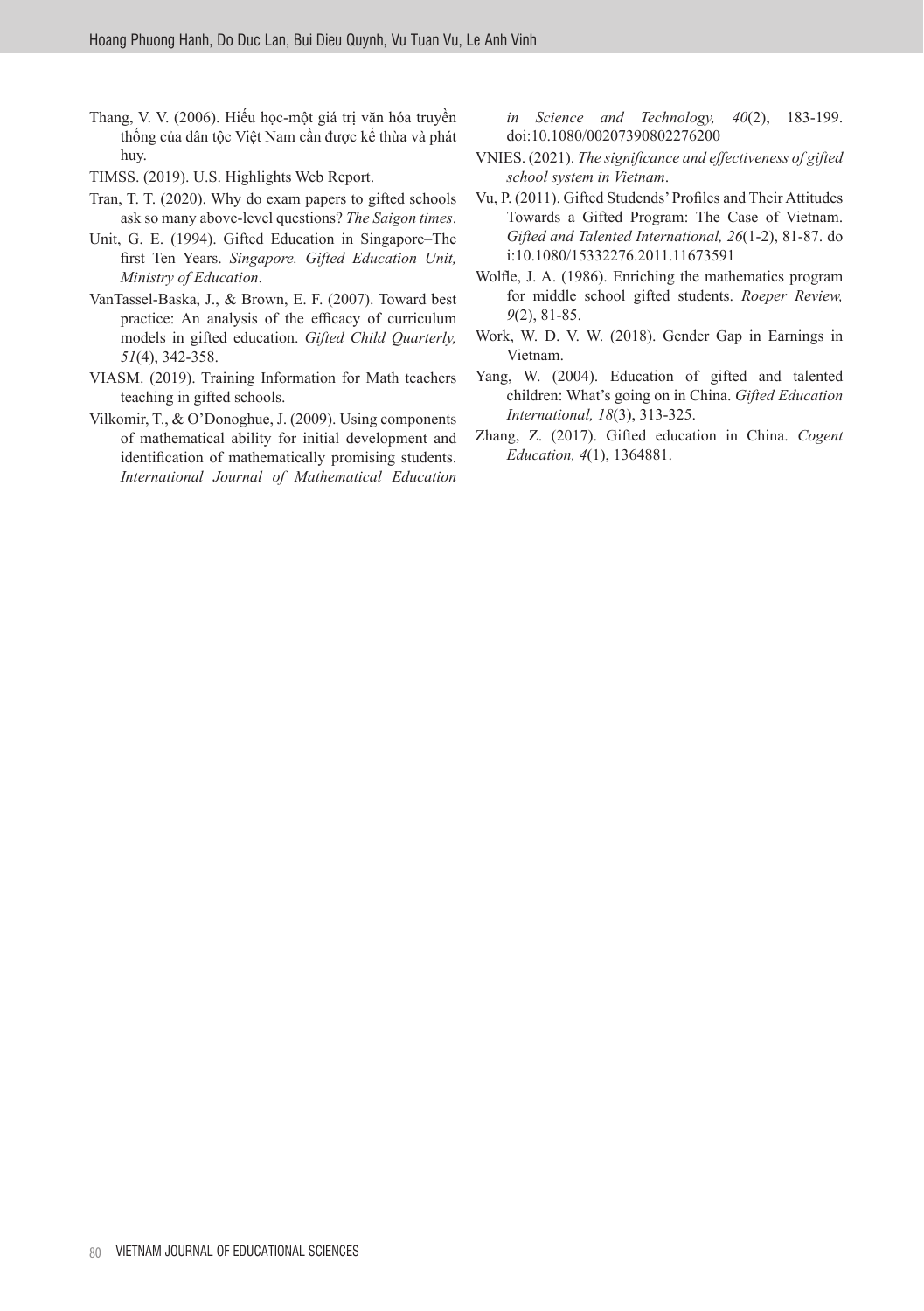Thang, V. V. (2006). Hiếu học-một giá trị văn hóa truyền thống của dân tộc Việt Nam cần được kế thừa và phát huy.

TIMSS. (2019). U.S. Highlights Web Report.

Tran, T. T. (2020). Why do exam papers to gifted schools ask so many above-level questions? *The Saigon times*.

Unit, G. E. (1994). Gifted Education in Singapore–The first Ten Years. *Singapore. Gifted Education Unit, Ministry of Education*.

VanTassel-Baska, J., & Brown, E. F. (2007). Toward best practice: An analysis of the efficacy of curriculum models in gifted education. *Gifted Child Quarterly, 51*(4), 342-358.

VIASM. (2019). Training Information for Math teachers teaching in gifted schools.

Vilkomir, T., & O'Donoghue, J. (2009). Using components of mathematical ability for initial development and identification of mathematically promising students. *International Journal of Mathematical Education in Science and Technology, 40*(2), 183-199. doi:10.1080/00207390802276200

VNIES. (2021). *The significance and effectiveness of gifted school system in Vietnam*.

Vu, P. (2011). Gifted Studends' Profiles and Their Attitudes Towards a Gifted Program: The Case of Vietnam. *Gifted and Talented International, 26*(1-2), 81-87. doi:10.1080/15332276.2011.11673591

Wolfle, J. A. (1986). Enriching the mathematics program for middle school gifted students. *Roeper Review, 9*(2), 81-85.

Work, W. D. V. W. (2018). Gender Gap in Earnings in Vietnam.

Yang, W. (2004). Education of gifted and talented children: What's going on in China. *Gifted Education International, 18*(3), 313-325.

Zhang, Z. (2017). Gifted education in China. *Cogent Education, 4*(1), 1364881.